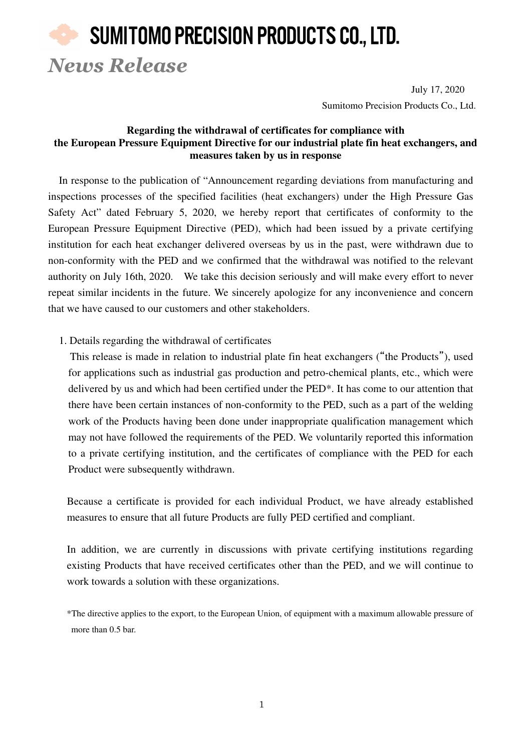# SUMITOMO PRECISION PRODUCTS CO., LTD.

*News Release*

July 17, 2020

Sumitomo Precision Products Co., Ltd.

**Regarding the withdrawal of certificates for compliance with the European Pressure Equipment Directive for our industrial plate fin heat exchangers, and measures taken by us in response**

In response to the publication of "Announcement regarding deviations from manufacturing and inspections processes of the specified facilities (heat exchangers) under the High Pressure Gas Safety Act" dated February 5, 2020, we hereby report that certificates of conformity to the European Pressure Equipment Directive (PED), which had been issued by a private certifying institution for each heat exchanger delivered overseas by us in the past, were withdrawn due to non-conformity with the PED and we confirmed that the withdrawal was notified to the relevant authority on July 16th, 2020. We take this decision seriously and will make every effort to never repeat similar incidents in the future. We sincerely apologize for any inconvenience and concern that we have caused to our customers and other stakeholders.

1. Details regarding the withdrawal of certificates

This release is made in relation to industrial plate fin heat exchangers ("the Products"), used for applications such as industrial gas production and petro-chemical plants, etc., which were delivered by us and which had been certified under the PED*. It has come to our attention that there have been certain instances of non-conformity to the PED, such as a part of the welding work of the Products having been done under inappropriate qualification management which may not have followed the requirements of the PED. We voluntarily reported this information to a private certifying institution, and the certificates of compliance with the PED for each Product were subsequently withdrawn.

Because a certificate is provided for each individual Product, we have already established measures to ensure that all future Products are fully PED certified and compliant.

In addition, we are currently in discussions with private certifying institutions regarding existing Products that have received certificates other than the PED, and we will continue to work towards a solution with these organizations.

*The directive applies to the export, to the European Union, of equipment with a maximum allowable pressure of more than 0.5 bar.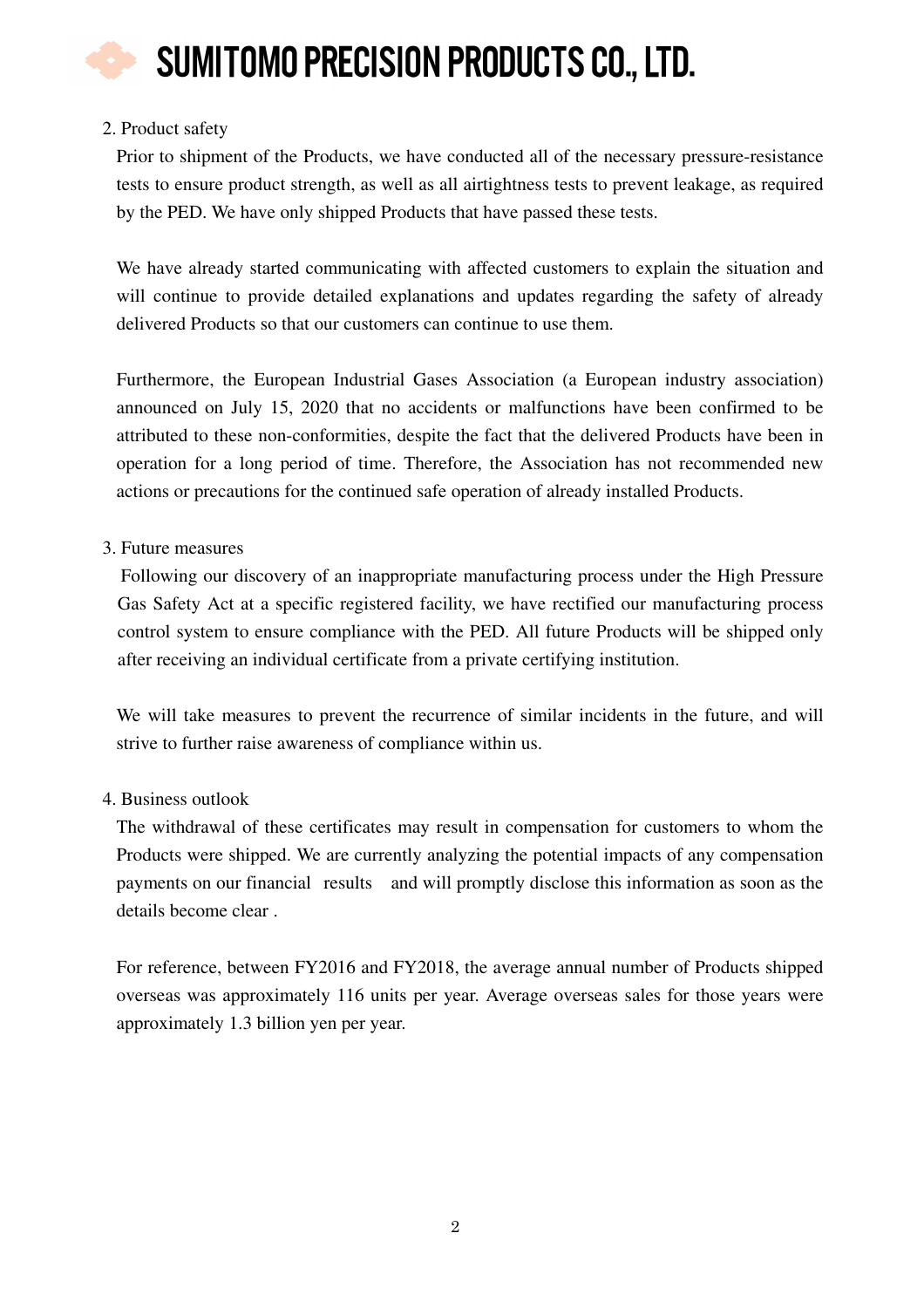2. Product safety

Prior to shipment of the Products, we have conducted all of the necessary pressure-resistance tests to ensure product strength, as well as all airtightness tests to prevent leakage, as required by the PED. We have only shipped Products that have passed these tests.

We have already started communicating with affected customers to explain the situation and will continue to provide detailed explanations and updates regarding the safety of already delivered Products so that our customers can continue to use them.

Furthermore, the European Industrial Gases Association (a European industry association) announced on July 15, 2020 that no accidents or malfunctions have been confirmed to be attributed to these non-conformities, despite the fact that the delivered Products have been in operation for a long period of time. Therefore, the Association has not recommended new actions or precautions for the continued safe operation of already installed Products.

3. Future measures

Following our discovery of an inappropriate manufacturing process under the High Pressure Gas Safety Act at a specific registered facility, we have rectified our manufacturing process control system to ensure compliance with the PED. All future Products will be shipped only after receiving an individual certificate from a private certifying institution.

We will take measures to prevent the recurrence of similar incidents in the future, and will strive to further raise awareness of compliance within us.

4. Business outlook

The withdrawal of these certificates may result in compensation for customers to whom the Products were shipped. We are currently analyzing the potential impacts of any compensation payments on our financial results and will promptly disclose this information as soon as the details become clear .

For reference, between FY2016 and FY2018, the average annual number of Products shipped overseas was approximately 116 units per year. Average overseas sales for those years were approximately 1.3 billion yen per year.